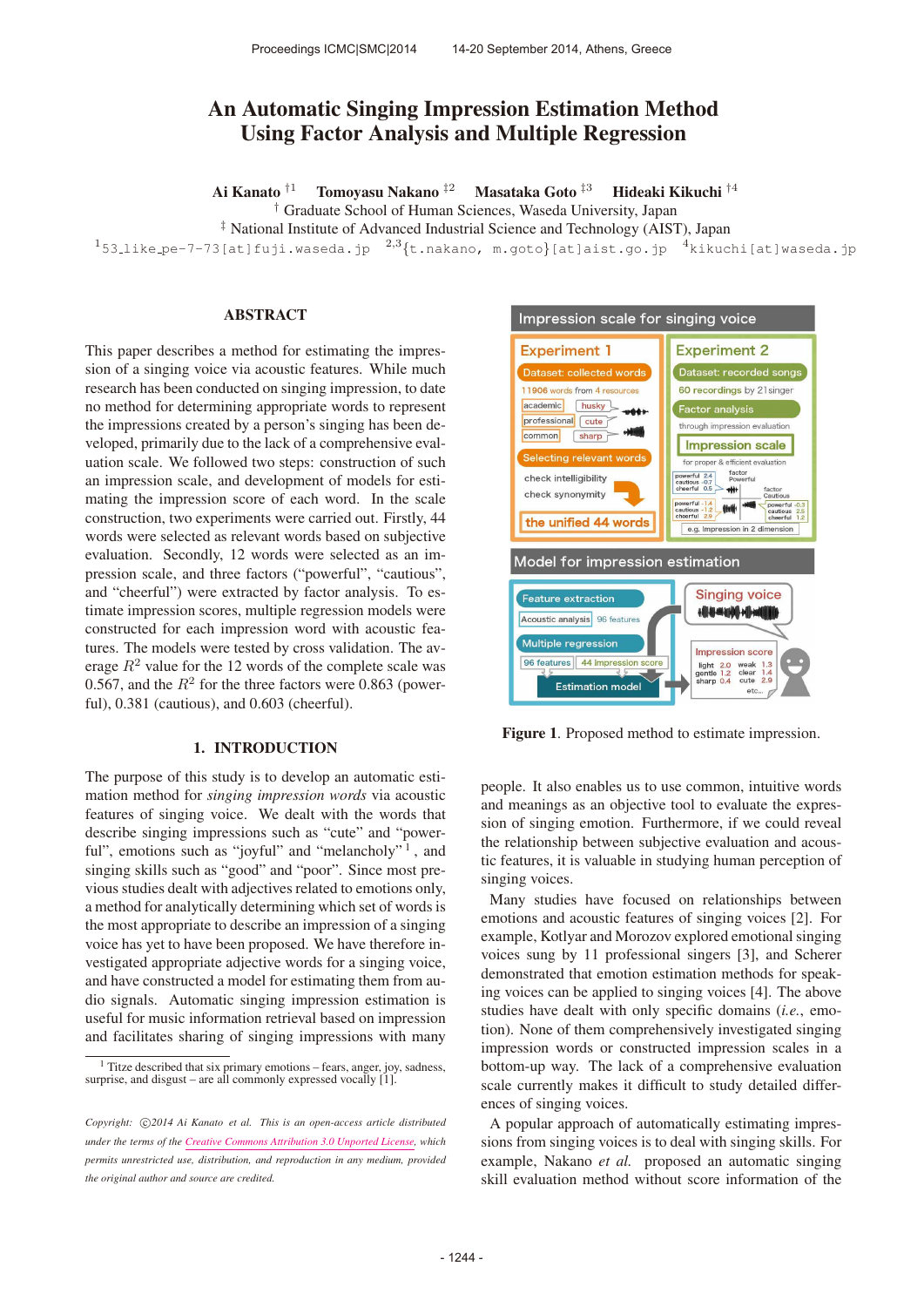# An Automatic Singing Impression Estimation Method Using Factor Analysis and Multiple Regression

**Ai Kanato** [†1] **Tomoyasu Nakano** [‡2] **Masataka Goto** [‡3] **Hideaki Kikuchi** [†4]

[†] Graduate School of Human Sciences, Waseda University, Japan

[‡] National Institute of Advanced Industrial Science and Technology (AIST), Japan

[1]53_like_pe-7-73[at]fuji.waseda.jp [2,3]{t.nakano, m.goto}[at]aist.go.jp [4]kikuchi[at]waseda.jp

## ABSTRACT

This paper describes a method for estimating the impression of a singing voice via acoustic features. While much research has been conducted on singing impression, to date no method for determining appropriate words to represent the impressions created by a person's singing has been developed, primarily due to the lack of a comprehensive evaluation scale. We followed two steps: construction of such an impression scale, and development of models for estimating the impression score of each word. In the scale construction, two experiments were carried out. Firstly, 44 words were selected as relevant words based on subjective evaluation. Secondly, 12 words were selected as an impression scale, and three factors ("powerful", "cautious", and "cheerful") were extracted by factor analysis. To estimate impression scores, multiple regression models were constructed for each impression word with acoustic features. The models were tested by cross validation. The average $R^2$ value for the 12 words of the complete scale was 0.567, and the $R^2$ for the three factors were 0.863 (powerful), 0.381 (cautious), and 0.603 (cheerful).

## 1. INTRODUCTION

The purpose of this study is to develop an automatic estimation method for *singing impression words* via acoustic features of singing voice. We dealt with the words that describe singing impressions such as "cute" and "powerful", emotions such as "joyful" and "melancholy" [1], and singing skills such as "good" and "poor". Since most previous studies dealt with adjectives related to emotions only, a method for analytically determining which set of words is the most appropriate to describe an impression of a singing voice has yet to have been proposed. We have therefore investigated appropriate adjective words for a singing voice, and have constructed a model for estimating them from audio signals. Automatic singing impression estimation is useful for music information retrieval based on impression and facilitates sharing of singing impressions with many people. It also enables us to use common, intuitive words and meanings as an objective tool to evaluate the expression of singing emotion. Furthermore, if we could reveal the relationship between subjective evaluation and acoustic features, it is valuable in studying human perception of singing voices.

[1] Titze described that six primary emotions – fears, anger, joy, sadness, surprise, and disgust – are all commonly expressed vocally [1].

*Copyright: ©2014 Ai Kanato et al. This is an open-access article distributed under the terms of the Creative Commons Attribution 3.0 Unported License, which permits unrestricted use, distribution, and reproduction in any medium, provided the original author and source are credited.*

**Figure 1**. Proposed method to estimate impression.

Many studies have focused on relationships between emotions and acoustic features of singing voices [2]. For example, Kotlyar and Morozov explored emotional singing voices sung by 11 professional singers [3], and Scherer demonstrated that emotion estimation methods for speaking voices can be applied to singing voices [4]. The above studies have dealt with only specific domains (*i.e.*, emotion). None of them comprehensively investigated singing impression words or constructed impression scales in a bottom-up way. The lack of a comprehensive evaluation scale currently makes it difficult to study detailed differences of singing voices.

A popular approach of automatically estimating impressions from singing voices is to deal with singing skills. For example, Nakano *et al.* proposed an automatic singing skill evaluation method without score information of the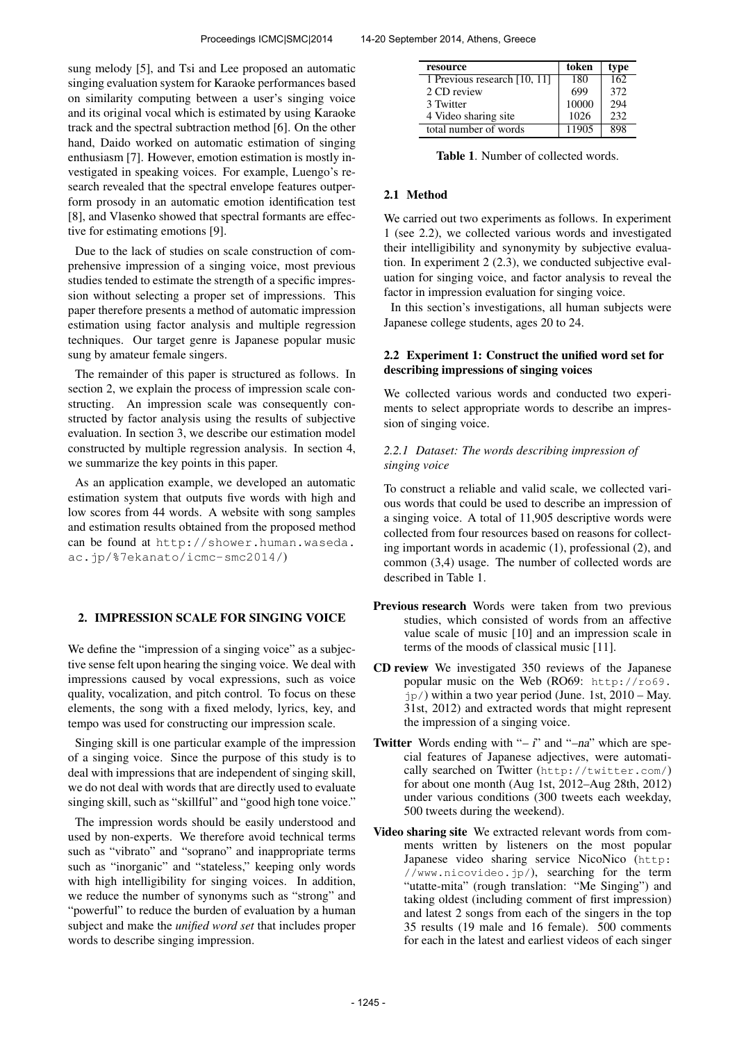sung melody [5], and Tsi and Lee proposed an automatic singing evaluation system for Karaoke performances based on similarity computing between a user's singing voice and its original vocal which is estimated by using Karaoke track and the spectral subtraction method [6]. On the other hand, Daido worked on automatic estimation of singing enthusiasm [7]. However, emotion estimation is mostly investigated in speaking voices. For example, Luengo's research revealed that the spectral envelope features outperform prosody in an automatic emotion identification test [8], and Vlasenko showed that spectral formants are effective for estimating emotions [9].

Due to the lack of studies on scale construction of comprehensive impression of a singing voice, most previous studies tended to estimate the strength of a specific impression without selecting a proper set of impressions. This paper therefore presents a method of automatic impression estimation using factor analysis and multiple regression techniques. Our target genre is Japanese popular music sung by amateur female singers.

The remainder of this paper is structured as follows. In section 2, we explain the process of impression scale constructing. An impression scale was consequently constructed by factor analysis using the results of subjective evaluation. In section 3, we describe our estimation model constructed by multiple regression analysis. In section 4, we summarize the key points in this paper.

As an application example, we developed an automatic estimation system that outputs five words with high and low scores from 44 words. A website with song samples and estimation results obtained from the proposed method can be found at http://shower.human.waseda.ac.jp/%7ekanato/icmc-smc2014/)

## 2. IMPRESSION SCALE FOR SINGING VOICE

We define the "impression of a singing voice" as a subjective sense felt upon hearing the singing voice. We deal with impressions caused by vocal expressions, such as voice quality, vocalization, and pitch control. To focus on these elements, the song with a fixed melody, lyrics, key, and tempo was used for constructing our impression scale.

Singing skill is one particular example of the impression of a singing voice. Since the purpose of this study is to deal with impressions that are independent of singing skill, we do not deal with words that are directly used to evaluate singing skill, such as "skillful" and "good high tone voice."

The impression words should be easily understood and used by non-experts. We therefore avoid technical terms such as "vibrato" and "soprano" and inappropriate terms such as "inorganic" and "stateless," keeping only words with high intelligibility for singing voices. In addition, we reduce the number of synonyms such as "strong" and "powerful" to reduce the burden of evaluation by a human subject and make the *unified word set* that includes proper words to describe singing impression.

| resource | token | type |
|---|---|---|
| 1 Previous research [10, 11] | 180 | 162 |
| 2 CD review | 699 | 372 |
| 3 Twitter | 10000 | 294 |
| 4 Video sharing site | 1026 | 232 |
| total number of words | 11905 | 898 |

**Table 1**. Number of collected words.

### 2.1 Method

We carried out two experiments as follows. In experiment 1 (see 2.2), we collected various words and investigated their intelligibility and synonymity by subjective evaluation. In experiment 2 (2.3), we conducted subjective evaluation for singing voice, and factor analysis to reveal the factor in impression evaluation for singing voice.

In this section's investigations, all human subjects were Japanese college students, ages 20 to 24.

### 2.2 Experiment 1: Construct the unified word set for describing impressions of singing voices

We collected various words and conducted two experiments to select appropriate words to describe an impression of singing voice.

#### *2.2.1 Dataset: The words describing impression of singing voice*

To construct a reliable and valid scale, we collected various words that could be used to describe an impression of a singing voice. A total of 11,905 descriptive words were collected from four resources based on reasons for collecting important words in academic (1), professional (2), and common (3,4) usage. The number of collected words are described in Table 1.

**Previous research** Words were taken from two previous studies, which consisted of words from an affective value scale of music [10] and an impression scale in terms of the moods of classical music [11].

**CD review** We investigated 350 reviews of the Japanese popular music on the Web (RO69: http://ro69.jp/) within a two year period (June. 1st, 2010 – May. 31st, 2012) and extracted words that might represent the impression of a singing voice.

**Twitter** Words ending with "*– i*" and "*–na*" which are special features of Japanese adjectives, were automatically searched on Twitter (http://twitter.com/) for about one month (Aug 1st, 2012–Aug 28th, 2012) under various conditions (300 tweets each weekday, 500 tweets during the weekend).

**Video sharing site** We extracted relevant words from comments written by listeners on the most popular Japanese video sharing service NicoNico (http://www.nicovideo.jp/), searching for the term "utatte-mita" (rough translation: "Me Singing") and taking oldest (including comment of first impression) and latest 2 songs from each of the singers in the top 35 results (19 male and 16 female). 500 comments for each in the latest and earliest videos of each singer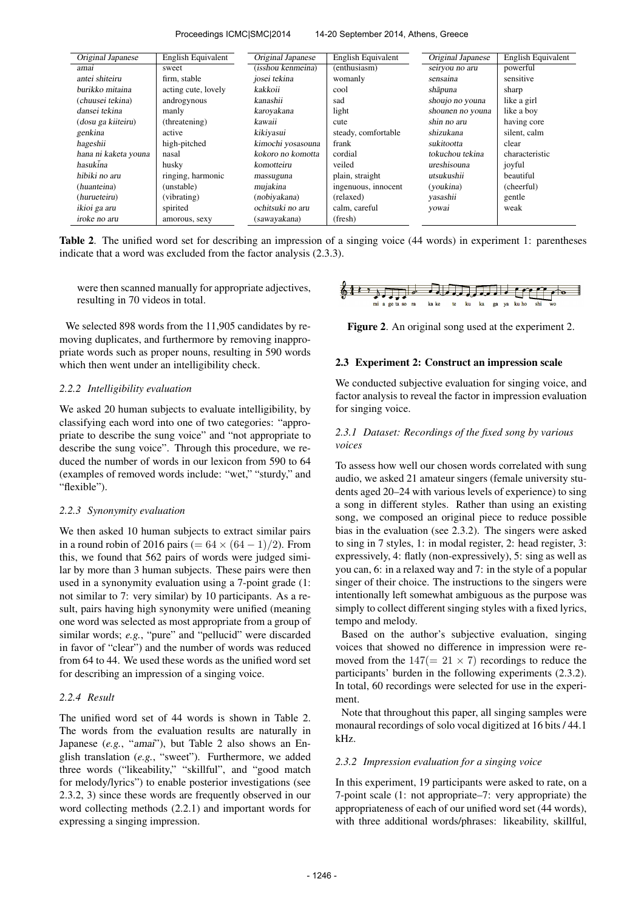| Original Japanese | English Equivalent | Original Japanese | English Equivalent | Original Japanese | English Equivalent |
|---|---|---|---|---|---|
| *amai* | sweet | (*isshou kenmeina*) | (enthusiasm) | *seiryou no aru* | powerful |
| *antei shiteiru* | firm, stable | *josei tekina* | womanly | *sensaina* | sensitive |
| *burikko mitaina* | acting cute, lovely | *kakkoii* | cool | *shāpuna* | sharp |
| (*chuusei tekina*) | androgynous | *kanashii* | sad | *shoujo no youna* | like a girl |
| *dansei tekina* | manly | *karoyakana* | light | *shounen no youna* | like a boy |
| (*dosu ga kiiteiru*) | (threatening) | *kawaii* | cute | *shin no aru* | having core |
| *genkina* | active | *kikiyasui* | steady, comfortable | *shizukana* | silent, calm |
| *hageshii* | high-pitched | *kimochi yosasouna* | frank | *sukitootta* | clear |
| *hana ni kaketa youna* | nasal | *kokoro no komotta* | cordial | *tokuchou tekina* | characteristic |
| *hasukīna* | husky | *komotteiru* | veiled | *ureshisouna* | joyful |
| *hibiki no aru* | ringing, harmonic | *massuguna* | plain, straight | *utsukushii* | beautiful |
| (*huanteina*) | (unstable) | *mujakina* | ingenuous, innocent | (*youkina*) | (cheerful) |
| (*hurueteiru*) | (vibrating) | (*nobiyakana*) | (relaxed) | *yasashii* | gentle |
| *ikioi ga aru* | spirited | *ochitsuki no aru* | calm, careful | *yowai* | weak |
| *iroke no aru* | amorous, sexy | (*sawayakana*) | (fresh) | | |

**Table 2**. The unified word set for describing an impression of a singing voice (44 words) in experiment 1: parentheses indicate that a word was excluded from the factor analysis (2.3.3).

were then scanned manually for appropriate adjectives, resulting in 70 videos in total.

We selected 898 words from the 11,905 candidates by removing duplicates, and furthermore by removing inappropriate words such as proper nouns, resulting in 590 words which then went under an intelligibility check.

#### 2.2.2 Intelligibility evaluation

We asked 20 human subjects to evaluate intelligibility, by classifying each word into one of two categories: "appropriate to describe the sung voice" and "not appropriate to describe the sung voice". Through this procedure, we reduced the number of words in our lexicon from 590 to 64 (examples of removed words include: "wet," "sturdy," and "flexible").

#### 2.2.3 Synonymity evaluation

We then asked 10 human subjects to extract similar pairs in a round robin of 2016 pairs ($= 64 \times (64 - 1)/2$). From this, we found that 562 pairs of words were judged similar by more than 3 human subjects. These pairs were then used in a synonymity evaluation using a 7-point grade (1: not similar to 7: very similar) by 10 participants. As a result, pairs having high synonymity were unified (meaning one word was selected as most appropriate from a group of similar words; *e.g.*, "pure" and "pellucid" were discarded in favor of "clear") and the number of words was reduced from 64 to 44. We used these words as the unified word set for describing an impression of a singing voice.

#### 2.2.4 Result

The unified word set of 44 words is shown in Table 2. The words from the evaluation results are naturally in Japanese (*e.g.*, "*amai*"), but Table 2 also shows an English translation (*e.g.*, "sweet"). Furthermore, we added three words ("likeability," "skillful", and "good match for melody/lyrics") to enable posterior investigations (see 2.3.2, 3) since these words are frequently observed in our word collecting methods (2.2.1) and important words for expressing a singing impression.

Figure 2. An original song used at the experiment 2.

### 2.3 Experiment 2: Construct an impression scale

We conducted subjective evaluation for singing voice, and factor analysis to reveal the factor in impression evaluation for singing voice.

#### 2.3.1 Dataset: Recordings of the fixed song by various voices

To assess how well our chosen words correlated with sung audio, we asked 21 amateur singers (female university students aged 20–24 with various levels of experience) to sing a song in different styles. Rather than using an existing song, we composed an original piece to reduce possible bias in the evaluation (see 2.3.2). The singers were asked to sing in 7 styles, 1: in modal register, 2: head register, 3: expressively, 4: flatly (non-expressively), 5: sing as well as you can, 6: in a relaxed way and 7: in the style of a popular singer of their choice. The instructions to the singers were intentionally left somewhat ambiguous as the purpose was simply to collect different singing styles with a fixed lyrics, tempo and melody.

Based on the author's subjective evaluation, singing voices that showed no difference in impression were removed from the $147 (= 21 \times 7)$ recordings to reduce the participants' burden in the following experiments (2.3.2). In total, 60 recordings were selected for use in the experiment.

Note that throughout this paper, all singing samples were monaural recordings of solo vocal digitized at 16 bits / 44.1 kHz.

#### 2.3.2 Impression evaluation for a singing voice

In this experiment, 19 participants were asked to rate, on a 7-point scale (1: not appropriate–7: very appropriate) the appropriateness of each of our unified word set (44 words), with three additional words/phrases: likeability, skillful,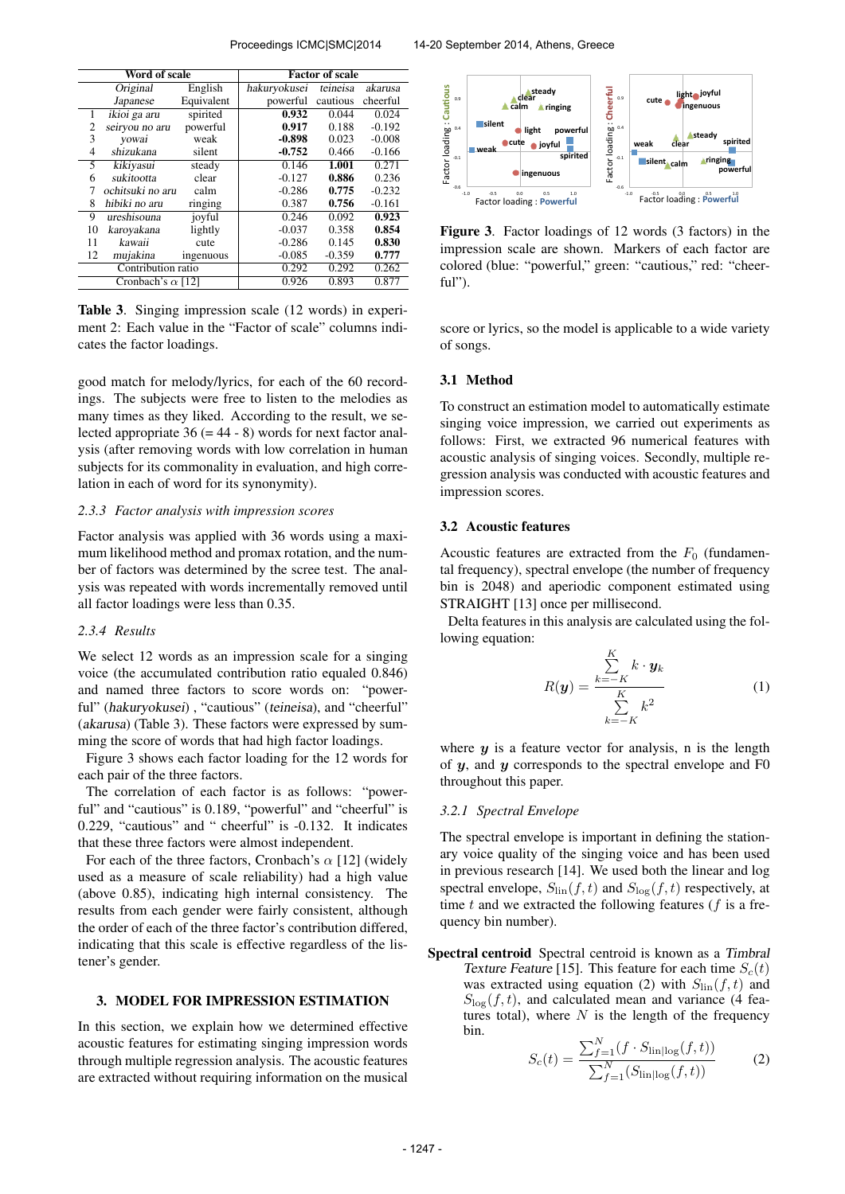| | Word of scale | | Factor of scale | | |
|---|---|---|---|---|---|
| | *Original Japanese* | English Equivalent | *hakuryokusei* powerful | *teineisa* cautious | *akarusa* cheerful |
| 1 | *ikioi ga aru* | spirited | **0.932** | 0.044 | 0.024 |
| 2 | *seiryou no aru* | powerful | **0.917** | 0.188 | -0.192 |
| 3 | *yowai* | weak | **-0.898** | 0.023 | -0.008 |
| 4 | *shizukana* | silent | **-0.752** | 0.466 | -0.166 |
| 5 | *kikiyasui* | steady | 0.146 | **1.001** | 0.271 |
| 6 | *sukitootta* | clear | -0.127 | **0.886** | 0.236 |
| 7 | *ochitsuki no aru* | calm | -0.286 | **0.775** | -0.232 |
| 8 | *hibiki no aru* | ringing | 0.387 | **0.756** | -0.161 |
| 9 | *ureshisouna* | joyful | 0.246 | 0.092 | **0.923** |
| 10 | *karoyakana* | lightly | -0.037 | 0.358 | **0.854** |
| 11 | *kawaii* | cute | -0.286 | 0.145 | **0.830** |
| 12 | *mujakina* | ingenuous | -0.085 | -0.359 | **0.777** |
| | Contribution ratio | | 0.292 | 0.292 | 0.262 |
| | Cronbach's $\alpha$ [12] | | 0.926 | 0.893 | 0.877 |

**Table 3**. Singing impression scale (12 words) in experiment 2: Each value in the "Factor of scale" columns indicates the factor loadings.

good match for melody/lyrics, for each of the 60 recordings. The subjects were free to listen to the melodies as many times as they liked. According to the result, we selected appropriate 36 (= 44 - 8) words for next factor analysis (after removing words with low correlation in human subjects for its commonality in evaluation, and high correlation in each of word for its synonymity).

#### 2.3.3 Factor analysis with impression scores

Factor analysis was applied with 36 words using a maximum likelihood method and promax rotation, and the number of factors was determined by the scree test. The analysis was repeated with words incrementally removed until all factor loadings were less than 0.35.

#### 2.3.4 Results

We select 12 words as an impression scale for a singing voice (the accumulated contribution ratio equaled 0.846) and named three factors to score words on: "powerful" (*hakuryokusei*) , "cautious" (*teineisa*), and "cheerful" (*akarusa*) (Table 3). These factors were expressed by summing the score of words that had high factor loadings.

Figure 3 shows each factor loading for the 12 words for each pair of the three factors.

The correlation of each factor is as follows: "powerful" and "cautious" is 0.189, "powerful" and "cheerful" is 0.229, "cautious" and " cheerful" is -0.132. It indicates that these three factors were almost independent.

For each of the three factors, Cronbach's $\alpha$ [12] (widely used as a measure of scale reliability) had a high value (above 0.85), indicating high internal consistency. The results from each gender were fairly consistent, although the order of each of the three factor's contribution differed, indicating that this scale is effective regardless of the listener's gender.

## 3. MODEL FOR IMPRESSION ESTIMATION

In this section, we explain how we determined effective acoustic features for estimating singing impression words through multiple regression analysis. The acoustic features are extracted without requiring information on the musical score or lyrics, so the model is applicable to a wide variety of songs.

**Figure 3**. Factor loadings of 12 words (3 factors) in the impression scale are shown. Markers of each factor are colored (blue: "powerful," green: "cautious," red: "cheerful").

### 3.1 Method

To construct an estimation model to automatically estimate singing voice impression, we carried out experiments as follows: First, we extracted 96 numerical features with acoustic analysis of singing voices. Secondly, multiple regression analysis was conducted with acoustic features and impression scores.

### 3.2 Acoustic features

Acoustic features are extracted from the $F_0$ (fundamental frequency), spectral envelope (the number of frequency bin is 2048) and aperiodic component estimated using STRAIGHT [13] once per millisecond.

Delta features in this analysis are calculated using the following equation:

$$R(\boldsymbol{y}) = \frac{\sum_{k=-K}^{K} k \cdot \boldsymbol{y}_k}{\sum_{k=-K}^{K} k^2} \tag{1}$$

where $\boldsymbol{y}$ is a feature vector for analysis, n is the length of $\boldsymbol{y}$, and $\boldsymbol{y}$ corresponds to the spectral envelope and F0 throughout this paper.

#### 3.2.1 Spectral Envelope

The spectral envelope is important in defining the stationary voice quality of the singing voice and has been used in previous research [14]. We used both the linear and log spectral envelope, $S_{\text{lin}}(f, t)$ and $S_{\text{log}}(f, t)$ respectively, at time $t$ and we extracted the following features ($f$ is a frequency bin number).

**Spectral centroid** Spectral centroid is known as a *Timbral Texture Feature* [15]. This feature for each time $S_c(t)$ was extracted using equation (2) with $S_{\text{lin}}(f, t)$ and $S_{\text{log}}(f, t)$, and calculated mean and variance (4 features total), where $N$ is the length of the frequency bin.

$$S_c(t) = \frac{\sum_{f=1}^{N} (f \cdot S_{\text{lin}|\text{log}}(f, t))}{\sum_{f=1}^{N} (S_{\text{lin}|\text{log}}(f, t))} \tag{2}$$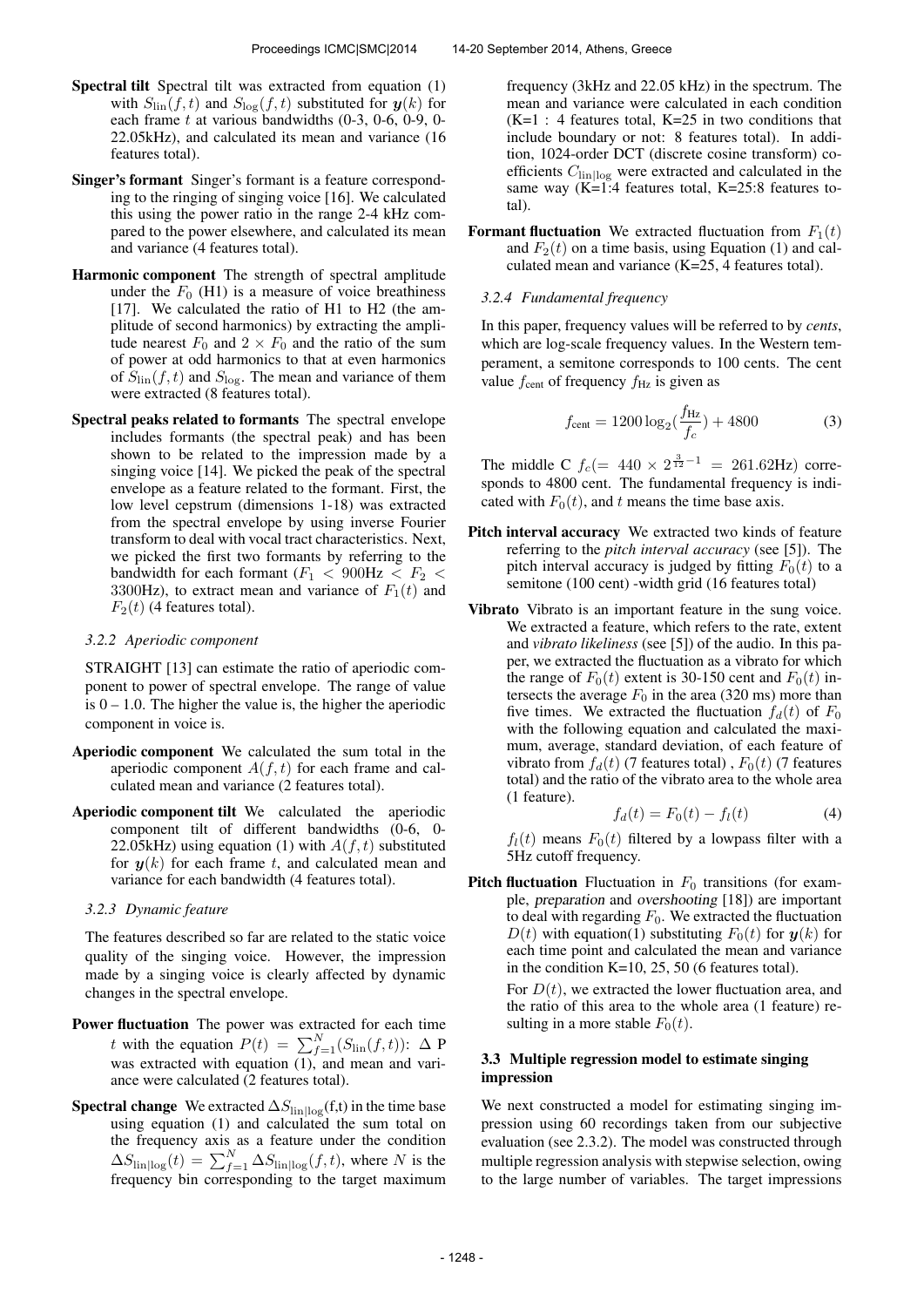**Spectral tilt** Spectral tilt was extracted from equation (1) with $S_{\text{lin}}(f,t)$ and $S_{\text{log}}(f,t)$ substituted for $\boldsymbol{y}(k)$ for each frame $t$ at various bandwidths (0-3, 0-6, 0-9, 0-22.05kHz), and calculated its mean and variance (16 features total).

**Singer's formant** Singer's formant is a feature corresponding to the ringing of singing voice [16]. We calculated this using the power ratio in the range 2-4 kHz compared to the power elsewhere, and calculated its mean and variance (4 features total).

**Harmonic component** The strength of spectral amplitude under the $F_0$ (H1) is a measure of voice breathiness [17]. We calculated the ratio of H1 to H2 (the amplitude of second harmonics) by extracting the amplitude nearest $F_0$ and $2 \times F_0$ and the ratio of the sum of power at odd harmonics to that at even harmonics of $S_{\text{lin}}(f,t)$ and $S_{\text{log}}$. The mean and variance of them were extracted (8 features total).

**Spectral peaks related to formants** The spectral envelope includes formants (the spectral peak) and has been shown to be related to the impression made by a singing voice [14]. We picked the peak of the spectral envelope as a feature related to the formant. First, the low level cepstrum (dimensions 1-18) was extracted from the spectral envelope by using inverse Fourier transform to deal with vocal tract characteristics. Next, we picked the first two formants by referring to the bandwidth for each formant ($F_1 < 900\text{Hz} < F_2 < 3300\text{Hz}$), to extract mean and variance of $F_1(t)$ and $F_2(t)$ (4 features total).

#### 3.2.2 Aperiodic component

STRAIGHT [13] can estimate the ratio of aperiodic component to power of spectral envelope. The range of value is 0 – 1.0. The higher the value is, the higher the aperiodic component in voice is.

**Aperiodic component** We calculated the sum total in the aperiodic component $A(f,t)$ for each frame and calculated mean and variance (2 features total).

**Aperiodic component tilt** We calculated the aperiodic component tilt of different bandwidths (0-6, 0-22.05kHz) using equation (1) with $A(f,t)$ substituted for $\boldsymbol{y}(k)$ for each frame $t$, and calculated mean and variance for each bandwidth (4 features total).

#### 3.2.3 Dynamic feature

The features described so far are related to the static voice quality of the singing voice. However, the impression made by a singing voice is clearly affected by dynamic changes in the spectral envelope.

**Power fluctuation** The power was extracted for each time $t$ with the equation $P(t) = \sum_{f=1}^{N}(S_{\text{lin}}(f,t))$: $\Delta$ P was extracted with equation (1), and mean and variance were calculated (2 features total).

**Spectral change** We extracted $\Delta S_{\text{lin}|\text{log}}(f,t)$ in the time base using equation (1) and calculated the sum total on the frequency axis as a feature under the condition $\Delta S_{\text{lin}|\text{log}}(t) = \sum_{f=1}^{N} \Delta S_{\text{lin}|\text{log}}(f,t)$, where $N$ is the frequency bin corresponding to the target maximum frequency (3kHz and 22.05 kHz) in the spectrum. The mean and variance were calculated in each condition (K=1 : 4 features total, K=25 in two conditions that include boundary or not: 8 features total). In addition, 1024-order DCT (discrete cosine transform) coefficients $C_{\text{lin}|\text{log}}$ were extracted and calculated in the same way (K=1:4 features total, K=25:8 features total).

**Formant fluctuation** We extracted fluctuation from $F_1(t)$ and $F_2(t)$ on a time basis, using Equation (1) and calculated mean and variance (K=25, 4 features total).

#### 3.2.4 Fundamental frequency

In this paper, frequency values will be referred to by *cents*, which are log-scale frequency values. In the Western temperament, a semitone corresponds to 100 cents. The cent value $f_{\text{cent}}$ of frequency $f_{\text{Hz}}$ is given as

$$f_{\text{cent}} = 1200 \log_2\left(\frac{f_{\text{Hz}}}{f_c}\right) + 4800 \tag{3}$$

The middle C $f_c (= 440 \times 2^{\frac{3}{12}-1} = 261.62\text{Hz})$ corresponds to 4800 cent. The fundamental frequency is indicated with $F_0(t)$, and $t$ means the time base axis.

**Pitch interval accuracy** We extracted two kinds of feature referring to the *pitch interval accuracy* (see [5]). The pitch interval accuracy is judged by fitting $F_0(t)$ to a semitone (100 cent) -width grid (16 features total)

**Vibrato** Vibrato is an important feature in the sung voice. We extracted a feature, which refers to the rate, extent and *vibrato likeliness* (see [5]) of the audio. In this paper, we extracted the fluctuation as a vibrato for which the range of $F_0(t)$ extent is 30-150 cent and $F_0(t)$ intersects the average $F_0$ in the area (320 ms) more than five times. We extracted the fluctuation $f_d(t)$ of $F_0$ with the following equation and calculated the maximum, average, standard deviation, of each feature of vibrato from $f_d(t)$ (7 features total) , $F_0(t)$ (7 features total) and the ratio of the vibrato area to the whole area (1 feature).

$$f_d(t) = F_0(t) - f_l(t) \tag{4}$$

$f_l(t)$ means $F_0(t)$ filtered by a lowpass filter with a 5Hz cutoff frequency.

**Pitch fluctuation** Fluctuation in $F_0$ transitions (for example, *preparation* and *overshooting* [18]) are important to deal with regarding $F_0$. We extracted the fluctuation $D(t)$ with equation(1) substituting $F_0(t)$ for $\boldsymbol{y}(k)$ for each time point and calculated the mean and variance in the condition K=10, 25, 50 (6 features total).

For $D(t)$, we extracted the lower fluctuation area, and the ratio of this area to the whole area (1 feature) resulting in a more stable $F_0(t)$.

### 3.3 Multiple regression model to estimate singing impression

We next constructed a model for estimating singing impression using 60 recordings taken from our subjective evaluation (see 2.3.2). The model was constructed through multiple regression analysis with stepwise selection, owing to the large number of variables. The target impressions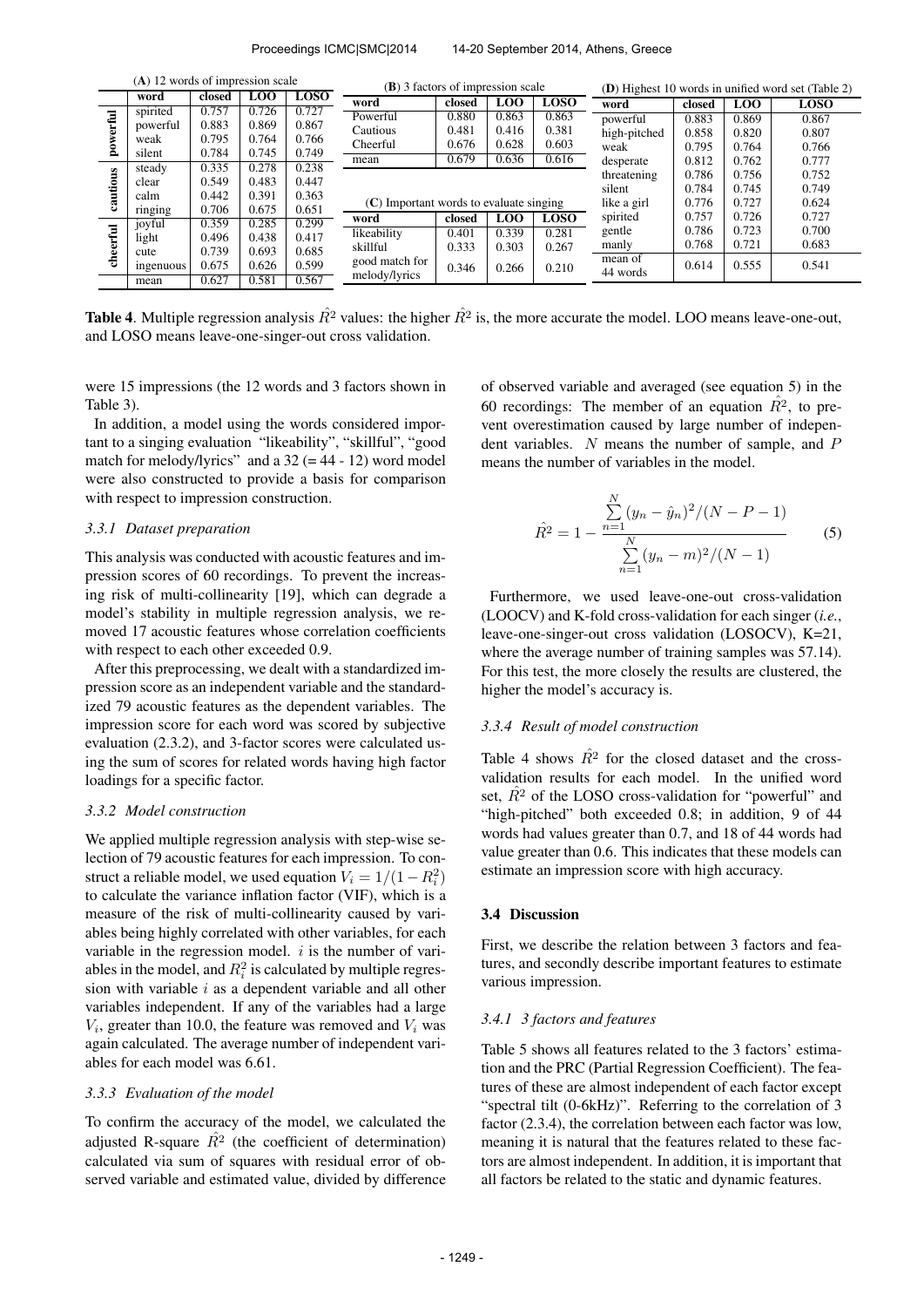(**A**) 12 words of impression scale

| | word | closed | LOO | LOSO |
|---|---|---|---|---|
| powerful | spirited | 0.757 | 0.726 | 0.727 |
| | powerful | 0.883 | 0.869 | 0.867 |
| | weak | 0.795 | 0.764 | 0.766 |
| | silent | 0.784 | 0.745 | 0.749 |
| cautious | steady | 0.335 | 0.278 | 0.238 |
| | clear | 0.549 | 0.483 | 0.447 |
| | calm | 0.442 | 0.391 | 0.363 |
| | ringing | 0.706 | 0.675 | 0.651 |
| cheerful | joyful | 0.359 | 0.285 | 0.299 |
| | light | 0.496 | 0.438 | 0.417 |
| | cute | 0.739 | 0.693 | 0.685 |
| | ingenuous | 0.675 | 0.626 | 0.599 |
| | mean | 0.627 | 0.581 | 0.567 |

(**B**) 3 factors of impression scale

| word | closed | LOO | LOSO |
|---|---|---|---|
| Powerful | 0.880 | 0.863 | 0.863 |
| Cautious | 0.481 | 0.416 | 0.381 |
| Cheerful | 0.676 | 0.628 | 0.603 |
| mean | 0.679 | 0.636 | 0.616 |

(**C**) Important words to evaluate singing

| word | closed | LOO | LOSO |
|---|---|---|---|
| likeability | 0.401 | 0.339 | 0.281 |
| skillful | 0.333 | 0.303 | 0.267 |
| good match for melody/lyrics | 0.346 | 0.266 | 0.210 |

(**D**) Highest 10 words in unified word set (Table 2)

| word | closed | LOO | LOSO |
|---|---|---|---|
| powerful | 0.883 | 0.869 | 0.867 |
| high-pitched | 0.858 | 0.820 | 0.807 |
| weak | 0.795 | 0.764 | 0.766 |
| desperate | 0.812 | 0.762 | 0.777 |
| threatening | 0.786 | 0.756 | 0.752 |
| silent | 0.784 | 0.745 | 0.749 |
| like a girl | 0.776 | 0.727 | 0.624 |
| spirited | 0.757 | 0.726 | 0.727 |
| gentle | 0.786 | 0.723 | 0.700 |
| manly | 0.768 | 0.721 | 0.683 |
| mean of 44 words | 0.614 | 0.555 | 0.541 |

**Table 4**. Multiple regression analysis $\hat{R}^2$ values: the higher $\hat{R}^2$ is, the more accurate the model. LOO means leave-one-out, and LOSO means leave-one-singer-out cross validation.

were 15 impressions (the 12 words and 3 factors shown in Table 3).

In addition, a model using the words considered important to a singing evaluation "likeability", "skillful", "good match for melody/lyrics" and a 32 (= 44 - 12) word model were also constructed to provide a basis for comparison with respect to impression construction.

#### 3.3.1 Dataset preparation

This analysis was conducted with acoustic features and impression scores of 60 recordings. To prevent the increasing risk of multi-collinearity [19], which can degrade a model's stability in multiple regression analysis, we removed 17 acoustic features whose correlation coefficients with respect to each other exceeded 0.9.

After this preprocessing, we dealt with a standardized impression score as an independent variable and the standardized 79 acoustic features as the dependent variables. The impression score for each word was scored by subjective evaluation (2.3.2), and 3-factor scores were calculated using the sum of scores for related words having high factor loadings for a specific factor.

#### 3.3.2 Model construction

We applied multiple regression analysis with step-wise selection of 79 acoustic features for each impression. To construct a reliable model, we used equation $V_i = 1/(1 - R_i^2)$ to calculate the variance inflation factor (VIF), which is a measure of the risk of multi-collinearity caused by variables being highly correlated with other variables, for each variable in the regression model. $i$ is the number of variables in the model, and $R_i^2$ is calculated by multiple regression with variable $i$ as a dependent variable and all other variables independent. If any of the variables had a large $V_i$, greater than 10.0, the feature was removed and $V_i$ was again calculated. The average number of independent variables for each model was 6.61.

#### 3.3.3 Evaluation of the model

To confirm the accuracy of the model, we calculated the adjusted R-square $\hat{R}^2$ (the coefficient of determination) calculated via sum of squares with residual error of observed variable and estimated value, divided by difference of observed variable and averaged (see equation 5) in the 60 recordings: The member of an equation $\hat{R}^2$, to prevent overestimation caused by large number of independent variables. $N$ means the number of sample, and $P$ means the number of variables in the model.

$$\hat{R}^2 = 1 - \frac{\sum_{n=1}^{N} (y_n - \hat{y}_n)^2 / (N - P - 1)}{\sum_{n=1}^{N} (y_n - m)^2 / (N - 1)} \tag{5}$$

Furthermore, we used leave-one-out cross-validation (LOOCV) and K-fold cross-validation for each singer (*i.e.*, leave-one-singer-out cross validation (LOSOCV), K=21, where the average number of training samples was 57.14). For this test, the more closely the results are clustered, the higher the model's accuracy is.

#### 3.3.4 Result of model construction

Table 4 shows $\hat{R}^2$ for the closed dataset and the cross-validation results for each model. In the unified word set, $\hat{R}^2$ of the LOSO cross-validation for "powerful" and "high-pitched" both exceeded 0.8; in addition, 9 of 44 words had values greater than 0.7, and 18 of 44 words had value greater than 0.6. This indicates that these models can estimate an impression score with high accuracy.

### 3.4 Discussion

First, we describe the relation between 3 factors and features, and secondly describe important features to estimate various impression.

#### 3.4.1 3 factors and features

Table 5 shows all features related to the 3 factors' estimation and the PRC (Partial Regression Coefficient). The features of these are almost independent of each factor except "spectral tilt (0-6kHz)". Referring to the correlation of 3 factor (2.3.4), the correlation between each factor was low, meaning it is natural that the features related to these factors are almost independent. In addition, it is important that all factors be related to the static and dynamic features.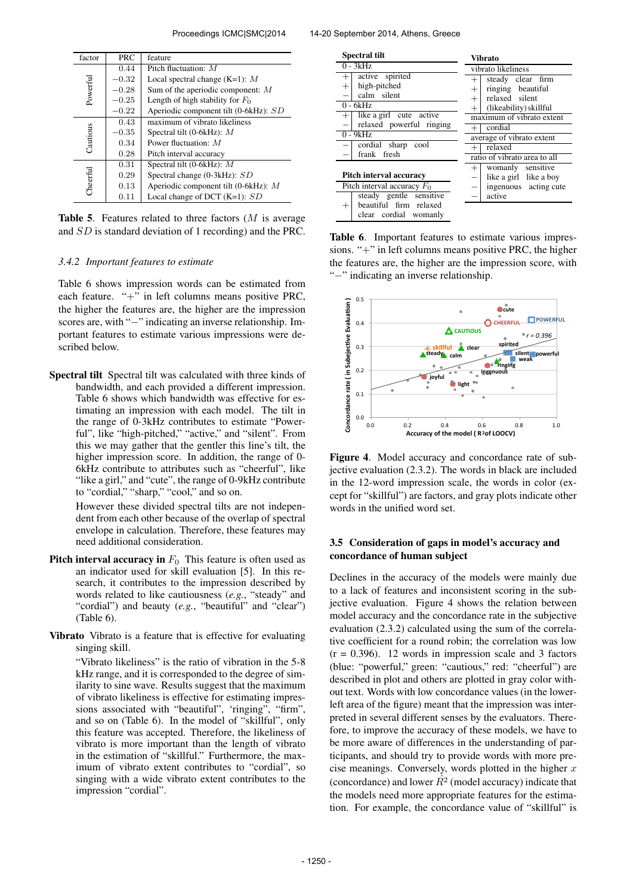| factor | PRC | feature |
|---|---|---|
| Powerful | 0.44 | Pitch fluctuation: $M$ |
| | $-0.32$ | Local spectral change (K=1): $M$ |
| | $-0.28$ | Sum of the aperiodic component: $M$ |
| | $-0.25$ | Length of high stability for $F_0$ |
| | $-0.22$ | Aperiodic component tilt (0-6kHz): $SD$ |
| Cautious | 0.43 | maximum of vibrato likeliness |
| | $-0.35$ | Spectral tilt (0-6kHz): $M$ |
| | 0.34 | Power fluctuation: $M$ |
| | 0.28 | Pitch interval accuracy |
| Cheerful | 0.31 | Spectral tilt (0-6kHz): $M$ |
| | 0.29 | Spectral change (0-3kHz): $SD$ |
| | 0.13 | Aperiodic component tilt (0-6kHz): $M$ |
| | 0.11 | Local change of DCT (K=1): $SD$ |

**Table 5**. Features related to three factors ($M$ is average and $SD$ is standard deviation of 1 recording) and the PRC.

#### 3.4.2 *Important features to estimate*

Table 6 shows impression words can be estimated from each feature. "+" in left columns means positive PRC, the higher the features are, the higher are the impression scores, with "−" indicating an inverse relationship. Important features to estimate various impressions were described below.

**Spectral tilt** Spectral tilt was calculated with three kinds of bandwidth, and each provided a different impression. Table 6 shows which bandwidth was effective for estimating an impression with each model. The tilt in the range of 0-3kHz contributes to estimate "Powerful", like "high-pitched," "active," and "silent". From this we may gather that the gentler this line's tilt, the higher impression score. In addition, the range of 0-6kHz contribute to attributes such as "cheerful", like "like a girl," and "cute", the range of 0-9kHz contribute to "cordial," "sharp," "cool," and so on.

However these divided spectral tilts are not independent from each other because of the overlap of spectral envelope in calculation. Therefore, these features may need additional consideration.

**Pitch interval accuracy in $F_0$** This feature is often used as an indicator used for skill evaluation [5]. In this research, it contributes to the impression described by words related to like cautiousness (*e.g.*, "steady" and "cordial") and beauty (*e.g.*, "beautiful" and "clear") (Table 6).

**Vibrato** Vibrato is a feature that is effective for evaluating singing skill.

"Vibrato likeliness" is the ratio of vibration in the 5-8 kHz range, and it is corresponded to the degree of similarity to sine wave. Results suggest that the maximum of vibrato likeliness is effective for estimating impressions associated with "beautiful", 'ringing", "firm", and so on (Table 6). In the model of "skillful", only this feature was accepted. Therefore, the likeliness of vibrato is more important than the length of vibrato in the estimation of "skillful." Furthermore, the maximum of vibrato extent contributes to "cordial", so singing with a wide vibrato extent contributes to the impression "cordial".

| Spectral tilt | |
|---|---|
| **0 - 3kHz** | |
| + | active spirited |
| + | high-pitched |
| + | calm silent |
| **0 - 6kHz** | |
| + | like a girl cute active |
| − | relaxed powerful ringing |
| **0 - 9kHz** | |
| − | cordial sharp cool |
| − | frank fresh |

| Pitch interval accuracy | |
|---|---|
| **Pitch interval accuracy $F_0$** | |
| + | steady gentle sensitive beautiful firm relaxed clear cordial womanly |

| Vibrato | |
|---|---|
| **vibrato likeliness** | |
| + | steady clear firm |
| + | ringing beautiful |
| + | relaxed silent |
| + | (likeability) skillful |
| **maximum of vibrato extent** | |
| + | cordial |
| **average of vibrato extent** | |
| + | relaxed |
| **ratio of vibrato area to all** | |
| + | womanly sensitive |
| − | like a girl like a boy |
| − | ingenuous acting cute |
| − | active |

**Table 6**. Important features to estimate various impressions. "+" in left columns means positive PRC, the higher the features are, the higher are the impression score, with "−" indicating an inverse relationship.

**Figure 4**. Model accuracy and concordance rate of subjective evaluation (2.3.2). The words in black are included in the 12-word impression scale, the words in color (except for "skillful") are factors, and gray plots indicate other words in the unified word set.

### 3.5 Consideration of gaps in model's accuracy and concordance of human subject

Declines in the accuracy of the models were mainly due to a lack of features and inconsistent scoring in the subjective evaluation. Figure 4 shows the relation between model accuracy and the concordance rate in the subjective evaluation (2.3.2) calculated using the sum of the correlative coefficient for a round robin; the correlation was low (r = 0.396). 12 words in impression scale and 3 factors (blue: "powerful," green: "cautious," red: "cheerful") are described in plot and others are plotted in gray color without text. Words with low concordance values (in the lower-left area of the figure) meant that the impression was interpreted in several different senses by the evaluators. Therefore, to improve the accuracy of these models, we have to be more aware of differences in the understanding of participants, and should try to provide words with more precise meanings. Conversely, words plotted in the higher $x$ (concordance) and lower $\hat{R}^2$ (model accuracy) indicate that the models need more appropriate features for the estimation. For example, the concordance value of "skillful" is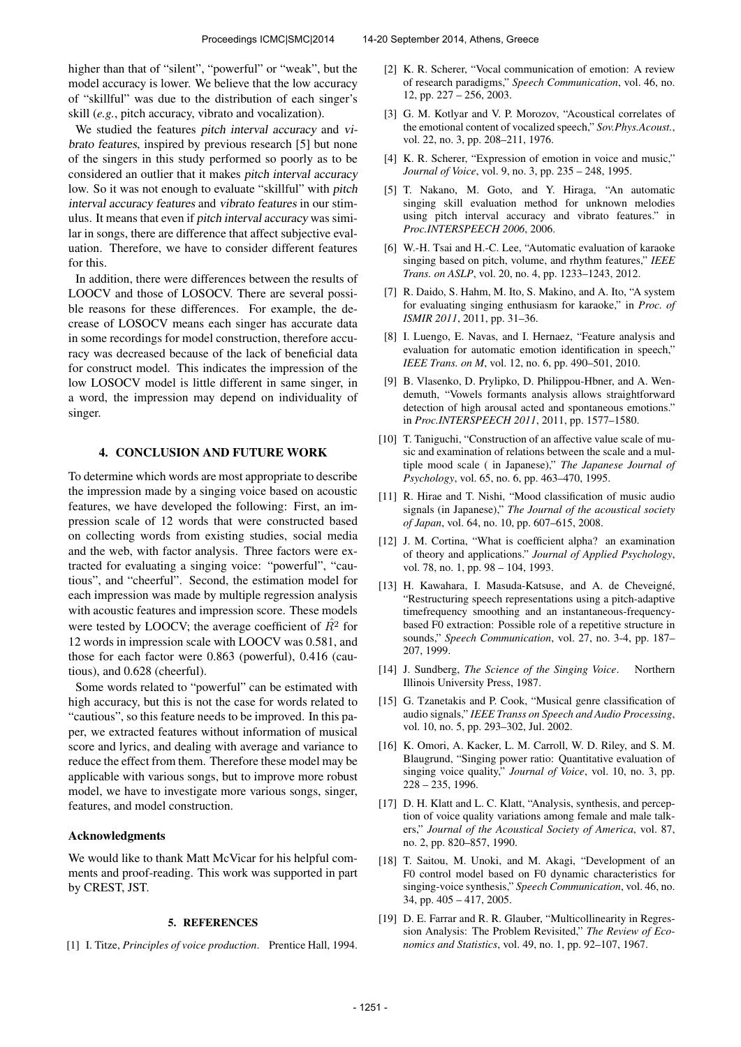higher than that of "silent", "powerful" or "weak", but the model accuracy is lower. We believe that the low accuracy of "skillful" was due to the distribution of each singer's skill (*e.g.*, pitch accuracy, vibrato and vocalization).

We studied the features *pitch interval accuracy* and *vibrato features*, inspired by previous research [5] but none of the singers in this study performed so poorly as to be considered an outlier that it makes *pitch interval accuracy* low. So it was not enough to evaluate "skillful" with *pitch interval accuracy features* and *vibrato features* in our stimulus. It means that even if *pitch interval accuracy* was similar in songs, there are difference that affect subjective evaluation. Therefore, we have to consider different features for this.

In addition, there were differences between the results of LOOCV and those of LOSOCV. There are several possible reasons for these differences. For example, the decrease of LOSOCV means each singer has accurate data in some recordings for model construction, therefore accuracy was decreased because of the lack of beneficial data for construct model. This indicates the impression of the low LOSOCV model is little different in same singer, in a word, the impression may depend on individuality of singer.

## 4. CONCLUSION AND FUTURE WORK

To determine which words are most appropriate to describe the impression made by a singing voice based on acoustic features, we have developed the following: First, an impression scale of 12 words that were constructed based on collecting words from existing studies, social media and the web, with factor analysis. Three factors were extracted for evaluating a singing voice: "powerful", "cautious", and "cheerful". Second, the estimation model for each impression was made by multiple regression analysis with acoustic features and impression score. These models were tested by LOOCV; the average coefficient of $\hat{R}^2$ for 12 words in impression scale with LOOCV was 0.581, and those for each factor were 0.863 (powerful), 0.416 (cautious), and 0.628 (cheerful).

Some words related to "powerful" can be estimated with high accuracy, but this is not the case for words related to "cautious", so this feature needs to be improved. In this paper, we extracted features without information of musical score and lyrics, and dealing with average and variance to reduce the effect from them. Therefore these model may be applicable with various songs, but to improve more robust model, we have to investigate more various songs, singer, features, and model construction.

### Acknowledgments

We would like to thank Matt McVicar for his helpful comments and proof-reading. This work was supported in part by CREST, JST.

## 5. REFERENCES

[1] I. Titze, *Principles of voice production*. Prentice Hall, 1994.

[2] K. R. Scherer, "Vocal communication of emotion: A review of research paradigms," *Speech Communication*, vol. 46, no. 12, pp. 227 – 256, 2003.

[3] G. M. Kotlyar and V. P. Morozov, "Acoustical correlates of the emotional content of vocalized speech," *Sov.Phys.Acoust.*, vol. 22, no. 3, pp. 208–211, 1976.

[4] K. R. Scherer, "Expression of emotion in voice and music," *Journal of Voice*, vol. 9, no. 3, pp. 235 – 248, 1995.

[5] T. Nakano, M. Goto, and Y. Hiraga, "An automatic singing skill evaluation method for unknown melodies using pitch interval accuracy and vibrato features." in *Proc.INTERSPEECH 2006*, 2006.

[6] W.-H. Tsai and H.-C. Lee, "Automatic evaluation of karaoke singing based on pitch, volume, and rhythm features," *IEEE Trans. on ASLP*, vol. 20, no. 4, pp. 1233–1243, 2012.

[7] R. Daido, S. Hahm, M. Ito, S. Makino, and A. Ito, "A system for evaluating singing enthusiasm for karaoke," in *Proc. of ISMIR 2011*, 2011, pp. 31–36.

[8] I. Luengo, E. Navas, and I. Hernaez, "Feature analysis and evaluation for automatic emotion identification in speech," *IEEE Trans. on M*, vol. 12, no. 6, pp. 490–501, 2010.

[9] B. Vlasenko, D. Prylipko, D. Philippou-Hbner, and A. Wendemuth, "Vowels formants analysis allows straightforward detection of high arousal acted and spontaneous emotions." in *Proc.INTERSPEECH 2011*, 2011, pp. 1577–1580.

[10] T. Taniguchi, "Construction of an affective value scale of music and examination of relations between the scale and a multiple mood scale ( in Japanese)," *The Japanese Journal of Psychology*, vol. 65, no. 6, pp. 463–470, 1995.

[11] R. Hirae and T. Nishi, "Mood classification of music audio signals (in Japanese)," *The Journal of the acoustical society of Japan*, vol. 64, no. 10, pp. 607–615, 2008.

[12] J. M. Cortina, "What is coefficient alpha? an examination of theory and applications." *Journal of Applied Psychology*, vol. 78, no. 1, pp. 98 – 104, 1993.

[13] H. Kawahara, I. Masuda-Katsuse, and A. de Cheveigné, "Restructuring speech representations using a pitch-adaptive timefrequency smoothing and an instantaneous-frequency-based F0 extraction: Possible role of a repetitive structure in sounds," *Speech Communication*, vol. 27, no. 3-4, pp. 187–207, 1999.

[14] J. Sundberg, *The Science of the Singing Voice*. Northern Illinois University Press, 1987.

[15] G. Tzanetakis and P. Cook, "Musical genre classification of audio signals," *IEEE Transs on Speech and Audio Processing*, vol. 10, no. 5, pp. 293–302, Jul. 2002.

[16] K. Omori, A. Kacker, L. M. Carroll, W. D. Riley, and S. M. Blaugrund, "Singing power ratio: Quantitative evaluation of singing voice quality," *Journal of Voice*, vol. 10, no. 3, pp. 228 – 235, 1996.

[17] D. H. Klatt and L. C. Klatt, "Analysis, synthesis, and perception of voice quality variations among female and male talkers," *Journal of the Acoustical Society of America*, vol. 87, no. 2, pp. 820–857, 1990.

[18] T. Saitou, M. Unoki, and M. Akagi, "Development of an F0 control model based on F0 dynamic characteristics for singing-voice synthesis," *Speech Communication*, vol. 46, no. 34, pp. 405 – 417, 2005.

[19] D. E. Farrar and R. R. Glauber, "Multicollinearity in Regression Analysis: The Problem Revisited," *The Review of Economics and Statistics*, vol. 49, no. 1, pp. 92–107, 1967.